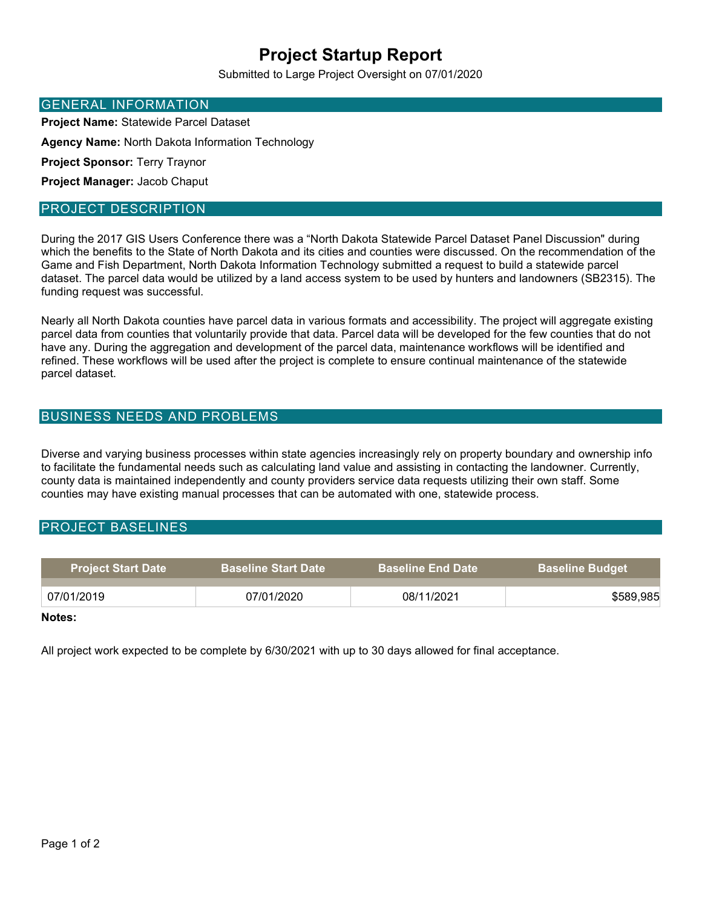# Project Startup Report

Submitted to Large Project Oversight on 07/01/2020

## GENERAL INFORMATION

**Project Name:** Statewide Parcel Dataset

**Agency Name:** North Dakota Information Technology

**Project Sponsor:** Terry Traynor

**Project Manager:** Jacob Chaput

## PROJECT DESCRIPTION

During the 2017 GIS Users Conference there was a “North Dakota Statewide Parcel Dataset Panel Discussion" during which the benefits to the State of North Dakota and its cities and counties were discussed. On the recommendation of the Game and Fish Department, North Dakota Information Technology submitted a request to build a statewide parcel dataset. The parcel data would be utilized by a land access system to be used by hunters and landowners (SB2315). The funding request was successful.

Nearly all North Dakota counties have parcel data in various formats and accessibility. The project will aggregate existing parcel data from counties that voluntarily provide that data. Parcel data will be developed for the few counties that do not have any. During the aggregation and development of the parcel data, maintenance workflows will be identified and refined. These workflows will be used after the project is complete to ensure continual maintenance of the statewide parcel dataset.

## BUSINESS NEEDS AND PROBLEMS

Diverse and varying business processes within state agencies increasingly rely on property boundary and ownership info to facilitate the fundamental needs such as calculating land value and assisting in contacting the landowner. Currently, county data is maintained independently and county providers service data requests utilizing their own staff. Some counties may have existing manual processes that can be automated with one, statewide process.

## PROJECT BASELINES

| Project Start Date | Baseline Start Date | Baseline End Date | Baseline Budget |
|---|---|---|---|
| 07/01/2019 | 07/01/2020 | 08/11/2021 | $589,985 |

**Notes:**

All project work expected to be complete by 6/30/2021 with up to 30 days allowed for final acceptance.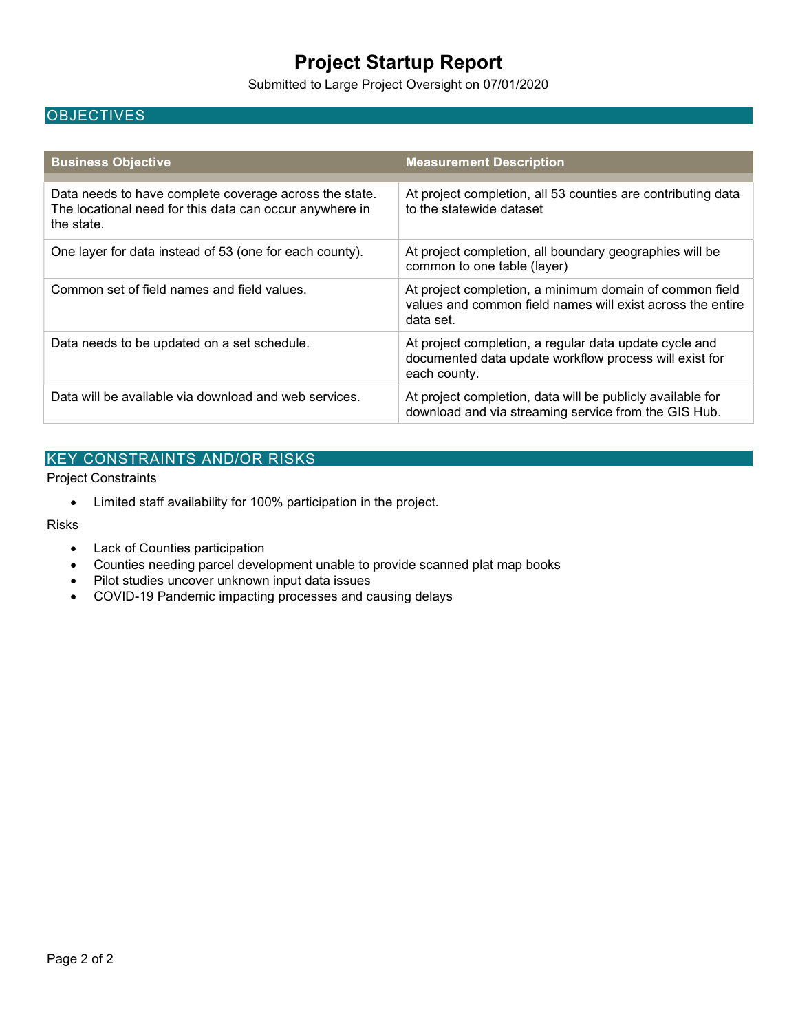# Project Startup Report

Submitted to Large Project Oversight on 07/01/2020

## OBJECTIVES

| Business Objective | Measurement Description |
|---|---|
| Data needs to have complete coverage across the state. The locational need for this data can occur anywhere in the state. | At project completion, all 53 counties are contributing data to the statewide dataset |
| One layer for data instead of 53 (one for each county). | At project completion, all boundary geographies will be common to one table (layer) |
| Common set of field names and field values. | At project completion, a minimum domain of common field values and common field names will exist across the entire data set. |
| Data needs to be updated on a set schedule. | At project completion, a regular data update cycle and documented data update workflow process will exist for each county. |
| Data will be available via download and web services. | At project completion, data will be publicly available for download and via streaming service from the GIS Hub. |

## KEY CONSTRAINTS AND/OR RISKS

Project Constraints

- Limited staff availability for 100% participation in the project.

Risks

- Lack of Counties participation
- Counties needing parcel development unable to provide scanned plat map books
- Pilot studies uncover unknown input data issues
- COVID-19 Pandemic impacting processes and causing delays